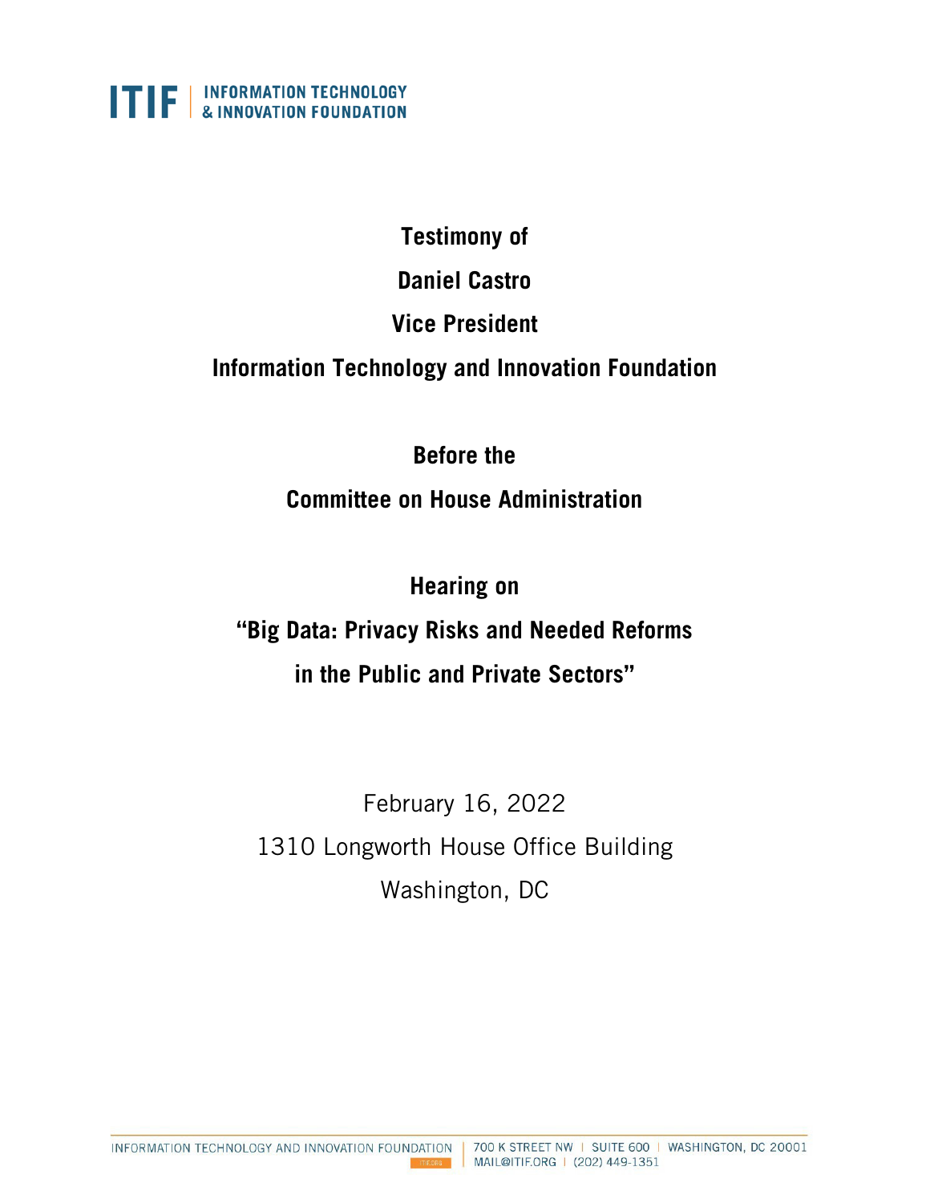ITIF | INFORMATION TECHNOLOGY & INNOVATION FOUNDATION

**Testimony of**

**Daniel Castro**

**Vice President**

**Information Technology and Innovation Foundation**

**Before the**

**Committee on House Administration**

**Hearing on**

**"Big Data: Privacy Risks and Needed Reforms in the Public and Private Sectors"**

February 16, 2022

1310 Longworth House Office Building

Washington, DC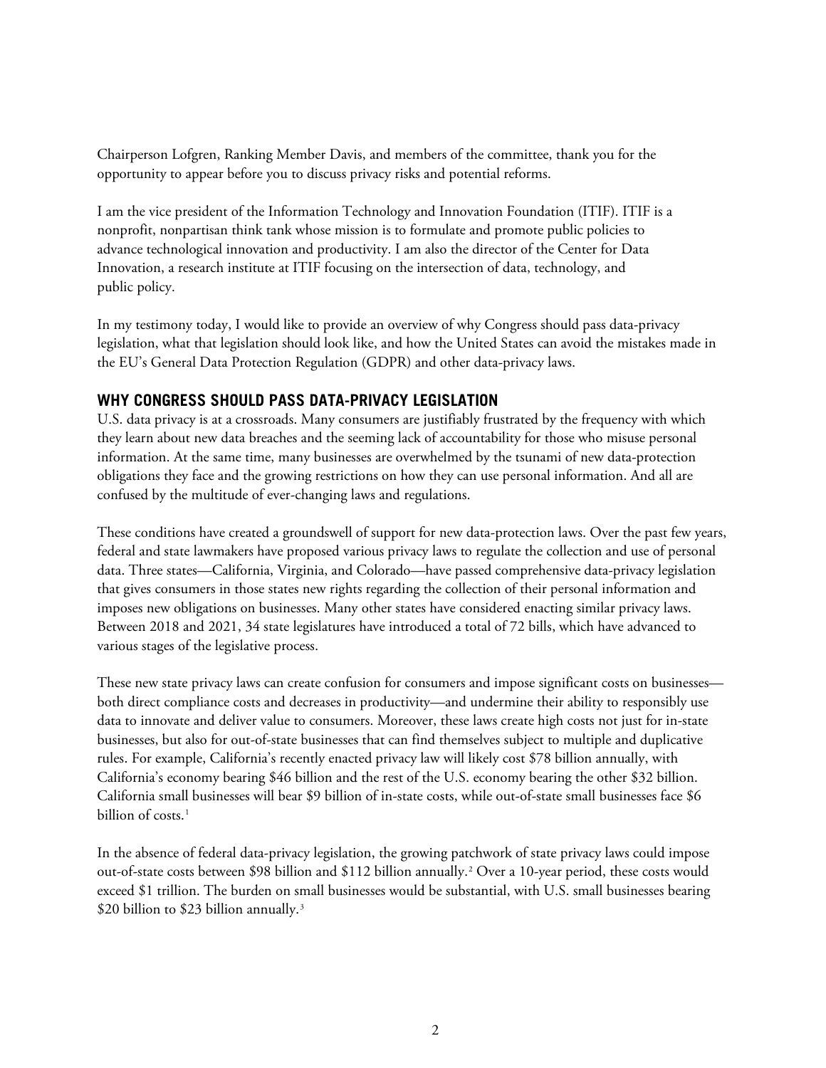Chairperson Lofgren, Ranking Member Davis, and members of the committee, thank you for the opportunity to appear before you to discuss privacy risks and potential reforms.

I am the vice president of the Information Technology and Innovation Foundation (ITIF). ITIF is a nonprofit, nonpartisan think tank whose mission is to formulate and promote public policies to advance technological innovation and productivity. I am also the director of the Center for Data Innovation, a research institute at ITIF focusing on the intersection of data, technology, and public policy.

In my testimony today, I would like to provide an overview of why Congress should pass data-privacy legislation, what that legislation should look like, and how the United States can avoid the mistakes made in the EU's General Data Protection Regulation (GDPR) and other data-privacy laws.

## WHY CONGRESS SHOULD PASS DATA-PRIVACY LEGISLATION

U.S. data privacy is at a crossroads. Many consumers are justifiably frustrated by the frequency with which they learn about new data breaches and the seeming lack of accountability for those who misuse personal information. At the same time, many businesses are overwhelmed by the tsunami of new data-protection obligations they face and the growing restrictions on how they can use personal information. And all are confused by the multitude of ever-changing laws and regulations.

These conditions have created a groundswell of support for new data-protection laws. Over the past few years, federal and state lawmakers have proposed various privacy laws to regulate the collection and use of personal data. Three states—California, Virginia, and Colorado—have passed comprehensive data-privacy legislation that gives consumers in those states new rights regarding the collection of their personal information and imposes new obligations on businesses. Many other states have considered enacting similar privacy laws. Between 2018 and 2021, 34 state legislatures have introduced a total of 72 bills, which have advanced to various stages of the legislative process.

These new state privacy laws can create confusion for consumers and impose significant costs on businesses—both direct compliance costs and decreases in productivity—and undermine their ability to responsibly use data to innovate and deliver value to consumers. Moreover, these laws create high costs not just for in-state businesses, but also for out-of-state businesses that can find themselves subject to multiple and duplicative rules. For example, California's recently enacted privacy law will likely cost \$78 billion annually, with California's economy bearing \$46 billion and the rest of the U.S. economy bearing the other \$32 billion. California small businesses will bear \$9 billion of in-state costs, while out-of-state small businesses face \$6 billion of costs.[1]

In the absence of federal data-privacy legislation, the growing patchwork of state privacy laws could impose out-of-state costs between \$98 billion and \$112 billion annually.[2] Over a 10-year period, these costs would exceed \$1 trillion. The burden on small businesses would be substantial, with U.S. small businesses bearing \$20 billion to \$23 billion annually.[3]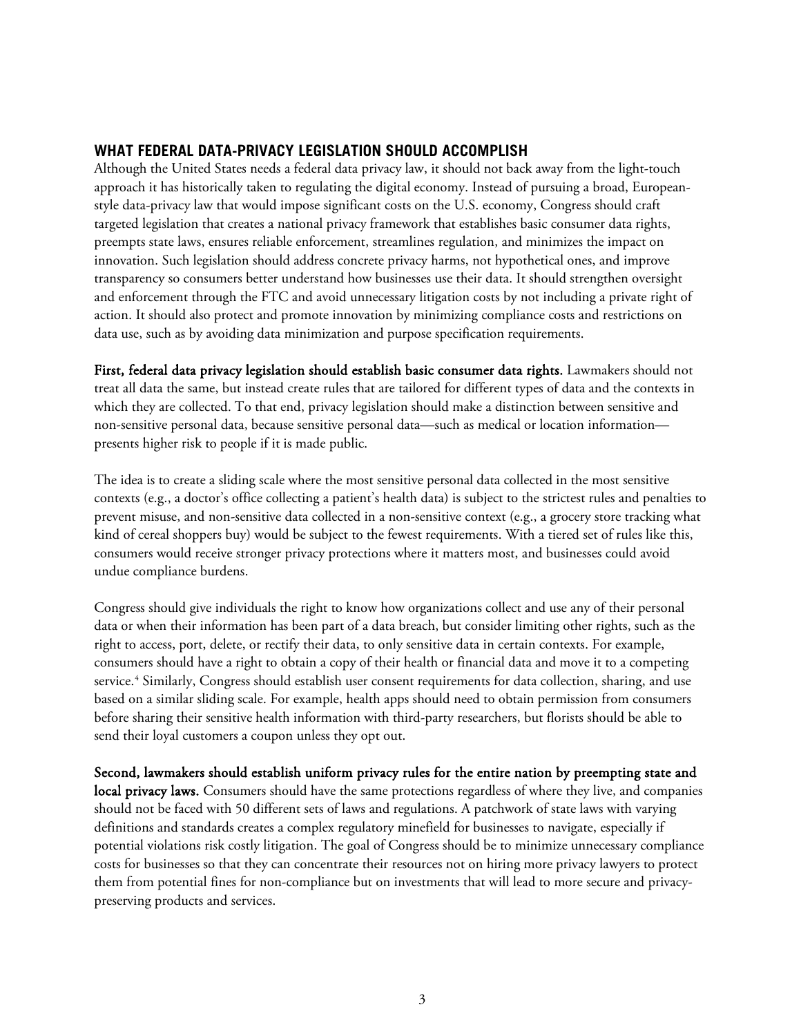## WHAT FEDERAL DATA-PRIVACY LEGISLATION SHOULD ACCOMPLISH

Although the United States needs a federal data privacy law, it should not back away from the light-touch approach it has historically taken to regulating the digital economy. Instead of pursuing a broad, European-style data-privacy law that would impose significant costs on the U.S. economy, Congress should craft targeted legislation that creates a national privacy framework that establishes basic consumer data rights, preempts state laws, ensures reliable enforcement, streamlines regulation, and minimizes the impact on innovation. Such legislation should address concrete privacy harms, not hypothetical ones, and improve transparency so consumers better understand how businesses use their data. It should strengthen oversight and enforcement through the FTC and avoid unnecessary litigation costs by not including a private right of action. It should also protect and promote innovation by minimizing compliance costs and restrictions on data use, such as by avoiding data minimization and purpose specification requirements.

**First, federal data privacy legislation should establish basic consumer data rights.** Lawmakers should not treat all data the same, but instead create rules that are tailored for different types of data and the contexts in which they are collected. To that end, privacy legislation should make a distinction between sensitive and non-sensitive personal data, because sensitive personal data—such as medical or location information—presents higher risk to people if it is made public.

The idea is to create a sliding scale where the most sensitive personal data collected in the most sensitive contexts (e.g., a doctor's office collecting a patient's health data) is subject to the strictest rules and penalties to prevent misuse, and non-sensitive data collected in a non-sensitive context (e.g., a grocery store tracking what kind of cereal shoppers buy) would be subject to the fewest requirements. With a tiered set of rules like this, consumers would receive stronger privacy protections where it matters most, and businesses could avoid undue compliance burdens.

Congress should give individuals the right to know how organizations collect and use any of their personal data or when their information has been part of a data breach, but consider limiting other rights, such as the right to access, port, delete, or rectify their data, to only sensitive data in certain contexts. For example, consumers should have a right to obtain a copy of their health or financial data and move it to a competing service.[4] Similarly, Congress should establish user consent requirements for data collection, sharing, and use based on a similar sliding scale. For example, health apps should need to obtain permission from consumers before sharing their sensitive health information with third-party researchers, but florists should be able to send their loyal customers a coupon unless they opt out.

**Second, lawmakers should establish uniform privacy rules for the entire nation by preempting state and local privacy laws.** Consumers should have the same protections regardless of where they live, and companies should not be faced with 50 different sets of laws and regulations. A patchwork of state laws with varying definitions and standards creates a complex regulatory minefield for businesses to navigate, especially if potential violations risk costly litigation. The goal of Congress should be to minimize unnecessary compliance costs for businesses so that they can concentrate their resources not on hiring more privacy lawyers to protect them from potential fines for non-compliance but on investments that will lead to more secure and privacy-preserving products and services.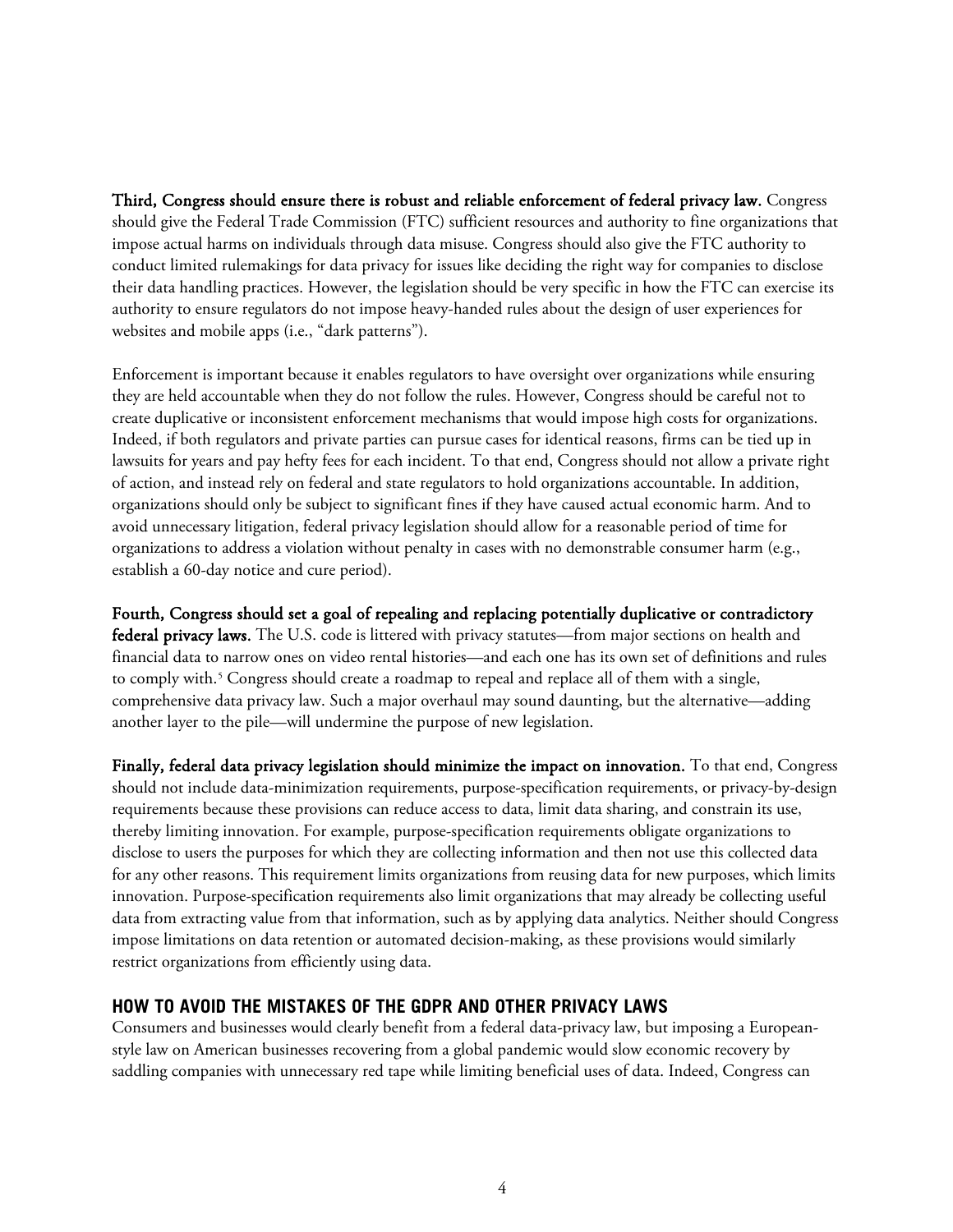**Third, Congress should ensure there is robust and reliable enforcement of federal privacy law.** Congress should give the Federal Trade Commission (FTC) sufficient resources and authority to fine organizations that impose actual harms on individuals through data misuse. Congress should also give the FTC authority to conduct limited rulemakings for data privacy for issues like deciding the right way for companies to disclose their data handling practices. However, the legislation should be very specific in how the FTC can exercise its authority to ensure regulators do not impose heavy-handed rules about the design of user experiences for websites and mobile apps (i.e., "dark patterns").

Enforcement is important because it enables regulators to have oversight over organizations while ensuring they are held accountable when they do not follow the rules. However, Congress should be careful not to create duplicative or inconsistent enforcement mechanisms that would impose high costs for organizations. Indeed, if both regulators and private parties can pursue cases for identical reasons, firms can be tied up in lawsuits for years and pay hefty fees for each incident. To that end, Congress should not allow a private right of action, and instead rely on federal and state regulators to hold organizations accountable. In addition, organizations should only be subject to significant fines if they have caused actual economic harm. And to avoid unnecessary litigation, federal privacy legislation should allow for a reasonable period of time for organizations to address a violation without penalty in cases with no demonstrable consumer harm (e.g., establish a 60-day notice and cure period).

**Fourth, Congress should set a goal of repealing and replacing potentially duplicative or contradictory federal privacy laws.** The U.S. code is littered with privacy statutes—from major sections on health and financial data to narrow ones on video rental histories—and each one has its own set of definitions and rules to comply with.[5] Congress should create a roadmap to repeal and replace all of them with a single, comprehensive data privacy law. Such a major overhaul may sound daunting, but the alternative—adding another layer to the pile—will undermine the purpose of new legislation.

**Finally, federal data privacy legislation should minimize the impact on innovation.** To that end, Congress should not include data-minimization requirements, purpose-specification requirements, or privacy-by-design requirements because these provisions can reduce access to data, limit data sharing, and constrain its use, thereby limiting innovation. For example, purpose-specification requirements obligate organizations to disclose to users the purposes for which they are collecting information and then not use this collected data for any other reasons. This requirement limits organizations from reusing data for new purposes, which limits innovation. Purpose-specification requirements also limit organizations that may already be collecting useful data from extracting value from that information, such as by applying data analytics. Neither should Congress impose limitations on data retention or automated decision-making, as these provisions would similarly restrict organizations from efficiently using data.

## HOW TO AVOID THE MISTAKES OF THE GDPR AND OTHER PRIVACY LAWS

Consumers and businesses would clearly benefit from a federal data-privacy law, but imposing a European-style law on American businesses recovering from a global pandemic would slow economic recovery by saddling companies with unnecessary red tape while limiting beneficial uses of data. Indeed, Congress can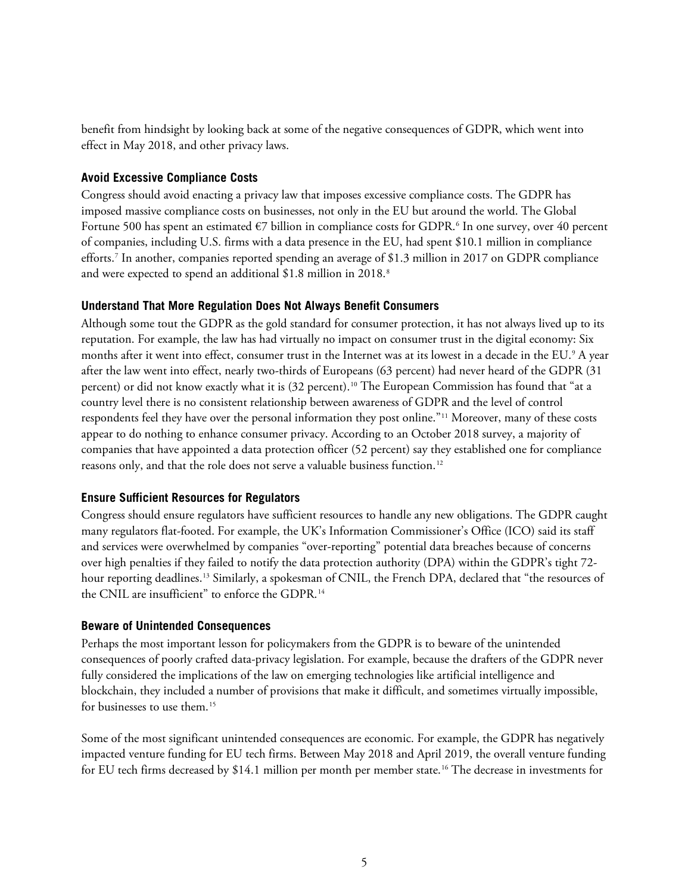benefit from hindsight by looking back at some of the negative consequences of GDPR, which went into effect in May 2018, and other privacy laws.

### Avoid Excessive Compliance Costs

Congress should avoid enacting a privacy law that imposes excessive compliance costs. The GDPR has imposed massive compliance costs on businesses, not only in the EU but around the world. The Global Fortune 500 has spent an estimated €7 billion in compliance costs for GDPR.[6] In one survey, over 40 percent of companies, including U.S. firms with a data presence in the EU, had spent $10.1 million in compliance efforts.[7] In another, companies reported spending an average of $1.3 million in 2017 on GDPR compliance and were expected to spend an additional $1.8 million in 2018.[8]

### Understand That More Regulation Does Not Always Benefit Consumers

Although some tout the GDPR as the gold standard for consumer protection, it has not always lived up to its reputation. For example, the law has had virtually no impact on consumer trust in the digital economy: Six months after it went into effect, consumer trust in the Internet was at its lowest in a decade in the EU.[9] A year after the law went into effect, nearly two-thirds of Europeans (63 percent) had never heard of the GDPR (31 percent) or did not know exactly what it is (32 percent).[10] The European Commission has found that "at a country level there is no consistent relationship between awareness of GDPR and the level of control respondents feel they have over the personal information they post online."[11] Moreover, many of these costs appear to do nothing to enhance consumer privacy. According to an October 2018 survey, a majority of companies that have appointed a data protection officer (52 percent) say they established one for compliance reasons only, and that the role does not serve a valuable business function.[12]

### Ensure Sufficient Resources for Regulators

Congress should ensure regulators have sufficient resources to handle any new obligations. The GDPR caught many regulators flat-footed. For example, the UK's Information Commissioner's Office (ICO) said its staff and services were overwhelmed by companies "over-reporting" potential data breaches because of concerns over high penalties if they failed to notify the data protection authority (DPA) within the GDPR's tight 72-hour reporting deadlines.[13] Similarly, a spokesman of CNIL, the French DPA, declared that "the resources of the CNIL are insufficient" to enforce the GDPR.[14]

### Beware of Unintended Consequences

Perhaps the most important lesson for policymakers from the GDPR is to beware of the unintended consequences of poorly crafted data-privacy legislation. For example, because the drafters of the GDPR never fully considered the implications of the law on emerging technologies like artificial intelligence and blockchain, they included a number of provisions that make it difficult, and sometimes virtually impossible, for businesses to use them.[15]

Some of the most significant unintended consequences are economic. For example, the GDPR has negatively impacted venture funding for EU tech firms. Between May 2018 and April 2019, the overall venture funding for EU tech firms decreased by $14.1 million per month per member state.[16] The decrease in investments for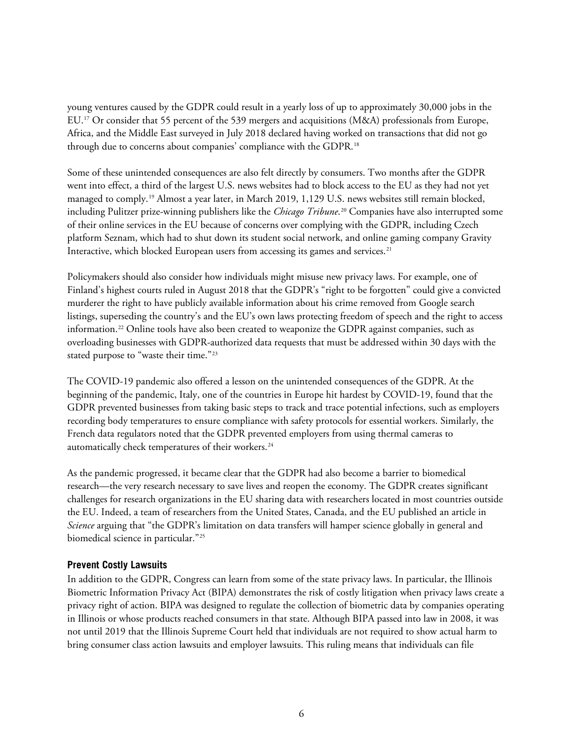young ventures caused by the GDPR could result in a yearly loss of up to approximately 30,000 jobs in the EU.[17] Or consider that 55 percent of the 539 mergers and acquisitions (M&A) professionals from Europe, Africa, and the Middle East surveyed in July 2018 declared having worked on transactions that did not go through due to concerns about companies' compliance with the GDPR.[18]

Some of these unintended consequences are also felt directly by consumers. Two months after the GDPR went into effect, a third of the largest U.S. news websites had to block access to the EU as they had not yet managed to comply.[19] Almost a year later, in March 2019, 1,129 U.S. news websites still remain blocked, including Pulitzer prize-winning publishers like the *Chicago Tribune*.[20] Companies have also interrupted some of their online services in the EU because of concerns over complying with the GDPR, including Czech platform Seznam, which had to shut down its student social network, and online gaming company Gravity Interactive, which blocked European users from accessing its games and services.[21]

Policymakers should also consider how individuals might misuse new privacy laws. For example, one of Finland's highest courts ruled in August 2018 that the GDPR's "right to be forgotten" could give a convicted murderer the right to have publicly available information about his crime removed from Google search listings, superseding the country's and the EU's own laws protecting freedom of speech and the right to access information.[22] Online tools have also been created to weaponize the GDPR against companies, such as overloading businesses with GDPR-authorized data requests that must be addressed within 30 days with the stated purpose to "waste their time."[23]

The COVID-19 pandemic also offered a lesson on the unintended consequences of the GDPR. At the beginning of the pandemic, Italy, one of the countries in Europe hit hardest by COVID-19, found that the GDPR prevented businesses from taking basic steps to track and trace potential infections, such as employers recording body temperatures to ensure compliance with safety protocols for essential workers. Similarly, the French data regulators noted that the GDPR prevented employers from using thermal cameras to automatically check temperatures of their workers.[24]

As the pandemic progressed, it became clear that the GDPR had also become a barrier to biomedical research—the very research necessary to save lives and reopen the economy. The GDPR creates significant challenges for research organizations in the EU sharing data with researchers located in most countries outside the EU. Indeed, a team of researchers from the United States, Canada, and the EU published an article in *Science* arguing that "the GDPR's limitation on data transfers will hamper science globally in general and biomedical science in particular."[25]

### Prevent Costly Lawsuits

In addition to the GDPR, Congress can learn from some of the state privacy laws. In particular, the Illinois Biometric Information Privacy Act (BIPA) demonstrates the risk of costly litigation when privacy laws create a privacy right of action. BIPA was designed to regulate the collection of biometric data by companies operating in Illinois or whose products reached consumers in that state. Although BIPA passed into law in 2008, it was not until 2019 that the Illinois Supreme Court held that individuals are not required to show actual harm to bring consumer class action lawsuits and employer lawsuits. This ruling means that individuals can file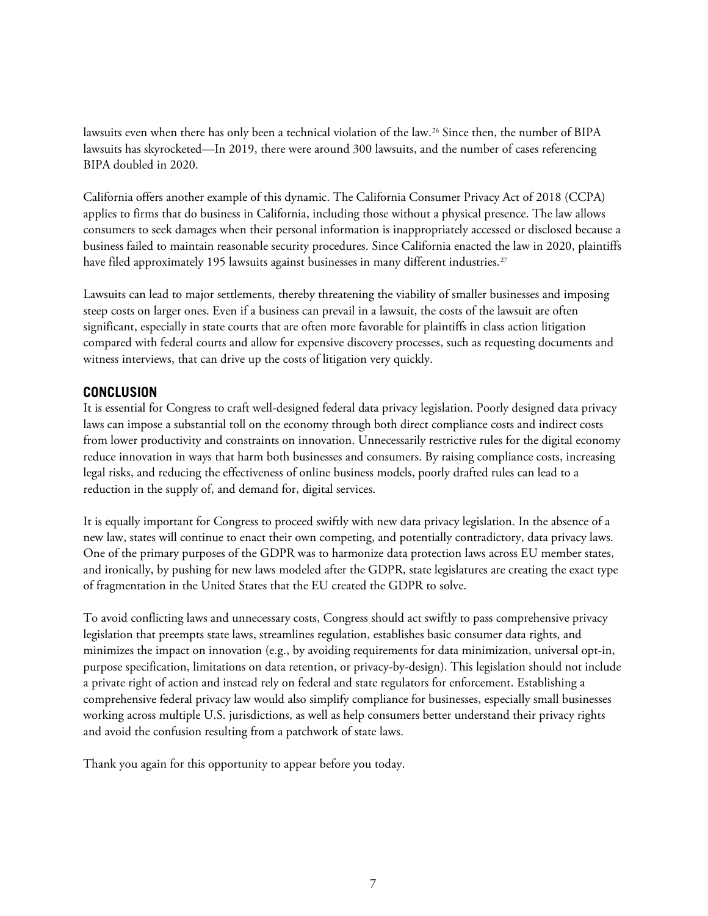lawsuits even when there has only been a technical violation of the law.[26] Since then, the number of BIPA lawsuits has skyrocketed—In 2019, there were around 300 lawsuits, and the number of cases referencing BIPA doubled in 2020.

California offers another example of this dynamic. The California Consumer Privacy Act of 2018 (CCPA) applies to firms that do business in California, including those without a physical presence. The law allows consumers to seek damages when their personal information is inappropriately accessed or disclosed because a business failed to maintain reasonable security procedures. Since California enacted the law in 2020, plaintiffs have filed approximately 195 lawsuits against businesses in many different industries.[27]

Lawsuits can lead to major settlements, thereby threatening the viability of smaller businesses and imposing steep costs on larger ones. Even if a business can prevail in a lawsuit, the costs of the lawsuit are often significant, especially in state courts that are often more favorable for plaintiffs in class action litigation compared with federal courts and allow for expensive discovery processes, such as requesting documents and witness interviews, that can drive up the costs of litigation very quickly.

## CONCLUSION

It is essential for Congress to craft well-designed federal data privacy legislation. Poorly designed data privacy laws can impose a substantial toll on the economy through both direct compliance costs and indirect costs from lower productivity and constraints on innovation. Unnecessarily restrictive rules for the digital economy reduce innovation in ways that harm both businesses and consumers. By raising compliance costs, increasing legal risks, and reducing the effectiveness of online business models, poorly drafted rules can lead to a reduction in the supply of, and demand for, digital services.

It is equally important for Congress to proceed swiftly with new data privacy legislation. In the absence of a new law, states will continue to enact their own competing, and potentially contradictory, data privacy laws. One of the primary purposes of the GDPR was to harmonize data protection laws across EU member states, and ironically, by pushing for new laws modeled after the GDPR, state legislatures are creating the exact type of fragmentation in the United States that the EU created the GDPR to solve.

To avoid conflicting laws and unnecessary costs, Congress should act swiftly to pass comprehensive privacy legislation that preempts state laws, streamlines regulation, establishes basic consumer data rights, and minimizes the impact on innovation (e.g., by avoiding requirements for data minimization, universal opt-in, purpose specification, limitations on data retention, or privacy-by-design). This legislation should not include a private right of action and instead rely on federal and state regulators for enforcement. Establishing a comprehensive federal privacy law would also simplify compliance for businesses, especially small businesses working across multiple U.S. jurisdictions, as well as help consumers better understand their privacy rights and avoid the confusion resulting from a patchwork of state laws.

Thank you again for this opportunity to appear before you today.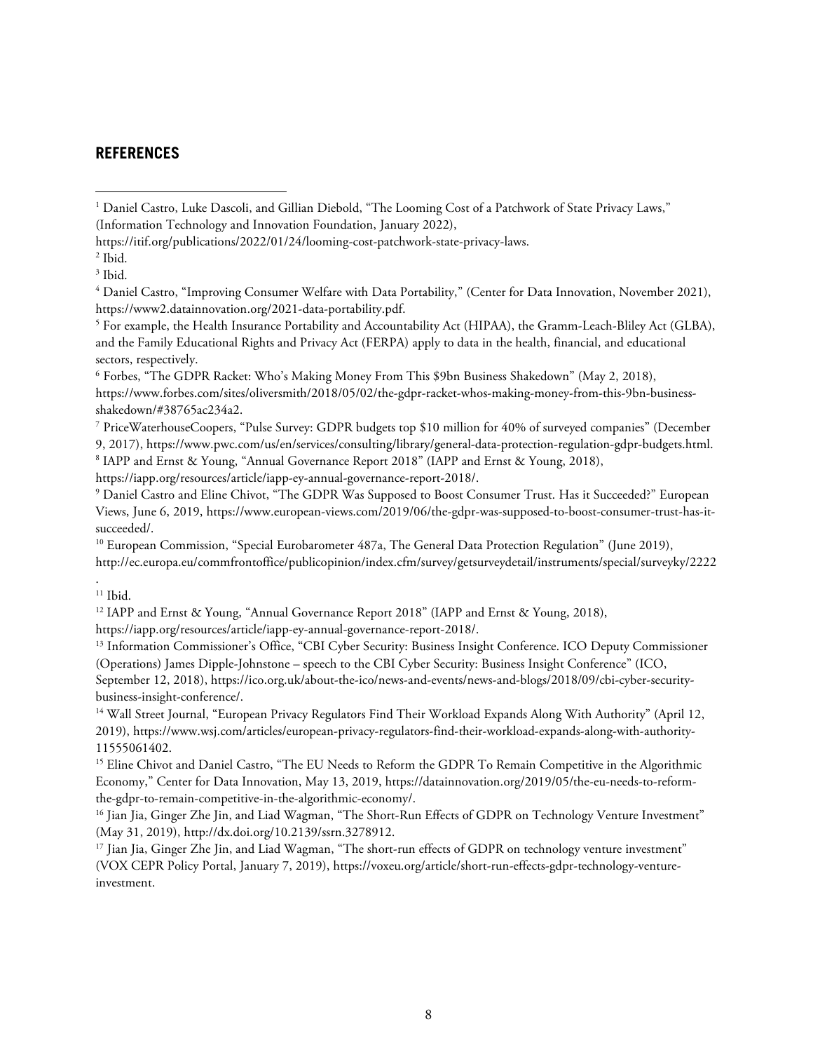## REFERENCES

[1] Daniel Castro, Luke Dascoli, and Gillian Diebold, "The Looming Cost of a Patchwork of State Privacy Laws," (Information Technology and Innovation Foundation, January 2022), https://itif.org/publications/2022/01/24/looming-cost-patchwork-state-privacy-laws.

[2] Ibid.

[3] Ibid.

[4] Daniel Castro, "Improving Consumer Welfare with Data Portability," (Center for Data Innovation, November 2021), https://www2.datainnovation.org/2021-data-portability.pdf.

[5] For example, the Health Insurance Portability and Accountability Act (HIPAA), the Gramm-Leach-Bliley Act (GLBA), and the Family Educational Rights and Privacy Act (FERPA) apply to data in the health, financial, and educational sectors, respectively.

[6] Forbes, "The GDPR Racket: Who's Making Money From This $9bn Business Shakedown" (May 2, 2018), https://www.forbes.com/sites/oliversmith/2018/05/02/the-gdpr-racket-whos-making-money-from-this-9bn-business-shakedown/#38765ac234a2.

[7] PriceWaterhouseCoopers, "Pulse Survey: GDPR budgets top $10 million for 40% of surveyed companies" (December 9, 2017), https://www.pwc.com/us/en/services/consulting/library/general-data-protection-regulation-gdpr-budgets.html.

[8] IAPP and Ernst & Young, "Annual Governance Report 2018" (IAPP and Ernst & Young, 2018), https://iapp.org/resources/article/iapp-ey-annual-governance-report-2018/.

[9] Daniel Castro and Eline Chivot, "The GDPR Was Supposed to Boost Consumer Trust. Has it Succeeded?" European Views, June 6, 2019, https://www.european-views.com/2019/06/the-gdpr-was-supposed-to-boost-consumer-trust-has-it-succeeded/.

[10] European Commission, "Special Eurobarometer 487a, The General Data Protection Regulation" (June 2019), http://ec.europa.eu/commfrontoffice/publicopinion/index.cfm/survey/getsurveydetail/instruments/special/surveyky/2222.

[11] Ibid.

[12] IAPP and Ernst & Young, "Annual Governance Report 2018" (IAPP and Ernst & Young, 2018), https://iapp.org/resources/article/iapp-ey-annual-governance-report-2018/.

[13] Information Commissioner's Office, "CBI Cyber Security: Business Insight Conference. ICO Deputy Commissioner (Operations) James Dipple-Johnstone – speech to the CBI Cyber Security: Business Insight Conference" (ICO, September 12, 2018), https://ico.org.uk/about-the-ico/news-and-events/news-and-blogs/2018/09/cbi-cyber-security-business-insight-conference/.

[14] Wall Street Journal, "European Privacy Regulators Find Their Workload Expands Along With Authority" (April 12, 2019), https://www.wsj.com/articles/european-privacy-regulators-find-their-workload-expands-along-with-authority-11555061402.

[15] Eline Chivot and Daniel Castro, "The EU Needs to Reform the GDPR To Remain Competitive in the Algorithmic Economy," Center for Data Innovation, May 13, 2019, https://datainnovation.org/2019/05/the-eu-needs-to-reform-the-gdpr-to-remain-competitive-in-the-algorithmic-economy/.

[16] Jian Jia, Ginger Zhe Jin, and Liad Wagman, "The Short-Run Effects of GDPR on Technology Venture Investment" (May 31, 2019), http://dx.doi.org/10.2139/ssrn.3278912.

[17] Jian Jia, Ginger Zhe Jin, and Liad Wagman, "The short-run effects of GDPR on technology venture investment" (VOX CEPR Policy Portal, January 7, 2019), https://voxeu.org/article/short-run-effects-gdpr-technology-venture-investment.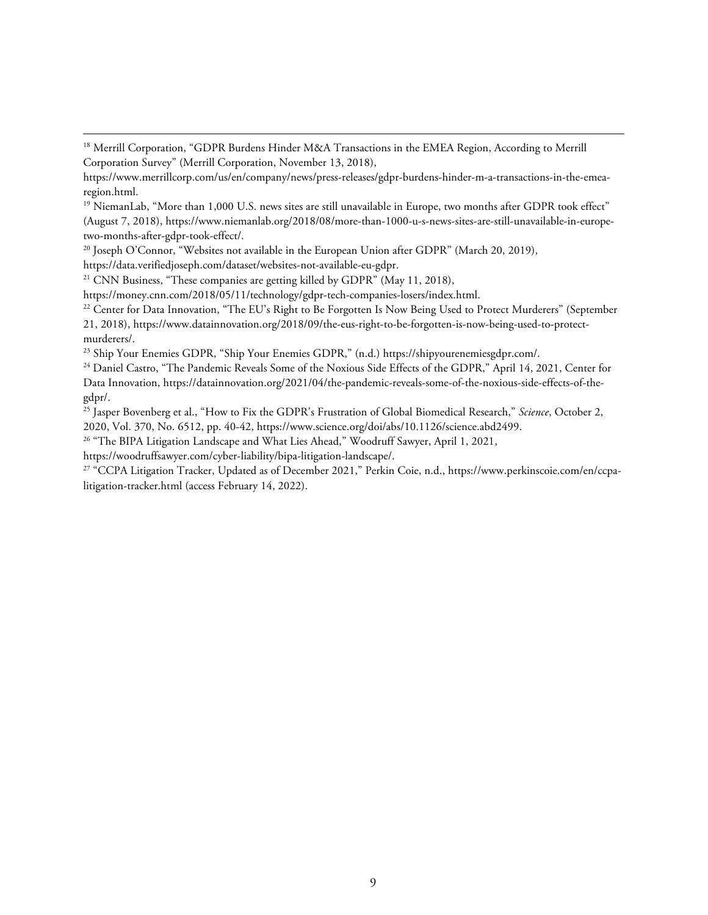[18] Merrill Corporation, "GDPR Burdens Hinder M&A Transactions in the EMEA Region, According to Merrill Corporation Survey" (Merrill Corporation, November 13, 2018), https://www.merrillcorp.com/us/en/company/news/press-releases/gdpr-burdens-hinder-m-a-transactions-in-the-emea-region.html.

[19] NiemanLab, "More than 1,000 U.S. news sites are still unavailable in Europe, two months after GDPR took effect" (August 7, 2018), https://www.niemanlab.org/2018/08/more-than-1000-u-s-news-sites-are-still-unavailable-in-europe-two-months-after-gdpr-took-effect/.

[20] Joseph O'Connor, "Websites not available in the European Union after GDPR" (March 20, 2019), https://data.verifiedjoseph.com/dataset/websites-not-available-eu-gdpr.

[21] CNN Business, "These companies are getting killed by GDPR" (May 11, 2018), https://money.cnn.com/2018/05/11/technology/gdpr-tech-companies-losers/index.html.

[22] Center for Data Innovation, "The EU's Right to Be Forgotten Is Now Being Used to Protect Murderers" (September 21, 2018), https://www.datainnovation.org/2018/09/the-eus-right-to-be-forgotten-is-now-being-used-to-protect-murderers/.

[23] Ship Your Enemies GDPR, "Ship Your Enemies GDPR," (n.d.) https://shipyourenemiesgdpr.com/.

[24] Daniel Castro, "The Pandemic Reveals Some of the Noxious Side Effects of the GDPR," April 14, 2021, Center for Data Innovation, https://datainnovation.org/2021/04/the-pandemic-reveals-some-of-the-noxious-side-effects-of-the-gdpr/.

[25] Jasper Bovenberg et al., "How to Fix the GDPR's Frustration of Global Biomedical Research," *Science*, October 2, 2020, Vol. 370, No. 6512, pp. 40-42, https://www.science.org/doi/abs/10.1126/science.abd2499.

[26] "The BIPA Litigation Landscape and What Lies Ahead," Woodruff Sawyer, April 1, 2021, https://woodruffsawyer.com/cyber-liability/bipa-litigation-landscape/.

[27] "CCPA Litigation Tracker, Updated as of December 2021," Perkin Coie, n.d., https://www.perkinscoie.com/en/ccpa-litigation-tracker.html (access February 14, 2022).